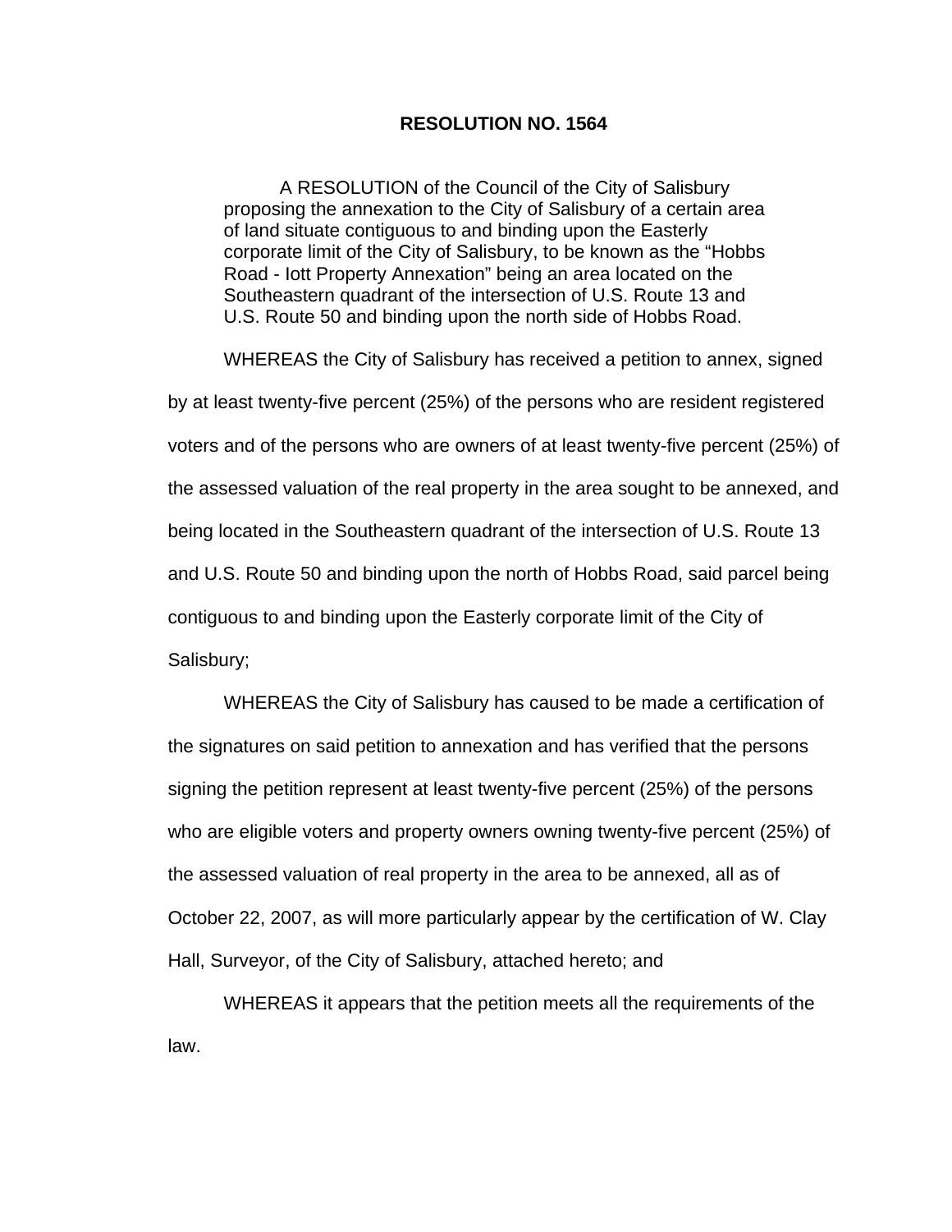# RESOLUTION NO. 1564

A RESOLUTION of the Council of the City of Salisbury proposing the annexation to the City of Salisbury of a certain area of land situate contiguous to and binding upon the Easterly corporate limit of the City of Salisbury, to be known as the "Hobbs Road - Iott Property Annexation" being an area located on the Southeastern quadrant of the intersection of U.S. Route 13 and U.S. Route 50 and binding upon the north side of Hobbs Road.

WHEREAS the City of Salisbury has received a petition to annex, signed by at least twenty-five percent (25%) of the persons who are resident registered voters and of the persons who are owners of at least twenty-five percent (25%) of the assessed valuation of the real property in the area sought to be annexed, and being located in the Southeastern quadrant of the intersection of U.S. Route 13 and U.S. Route 50 and binding upon the north of Hobbs Road, said parcel being contiguous to and binding upon the Easterly corporate limit of the City of Salisbury;

WHEREAS the City of Salisbury has caused to be made a certification of the signatures on said petition to annexation and has verified that the persons signing the petition represent at least twenty-five percent (25%) of the persons who are eligible voters and property owners owning twenty-five percent (25%) of the assessed valuation of real property in the area to be annexed, all as of October 22, 2007, as will more particularly appear by the certification of W. Clay Hall, Surveyor, of the City of Salisbury, attached hereto; and

WHEREAS it appears that the petition meets all the requirements of the law.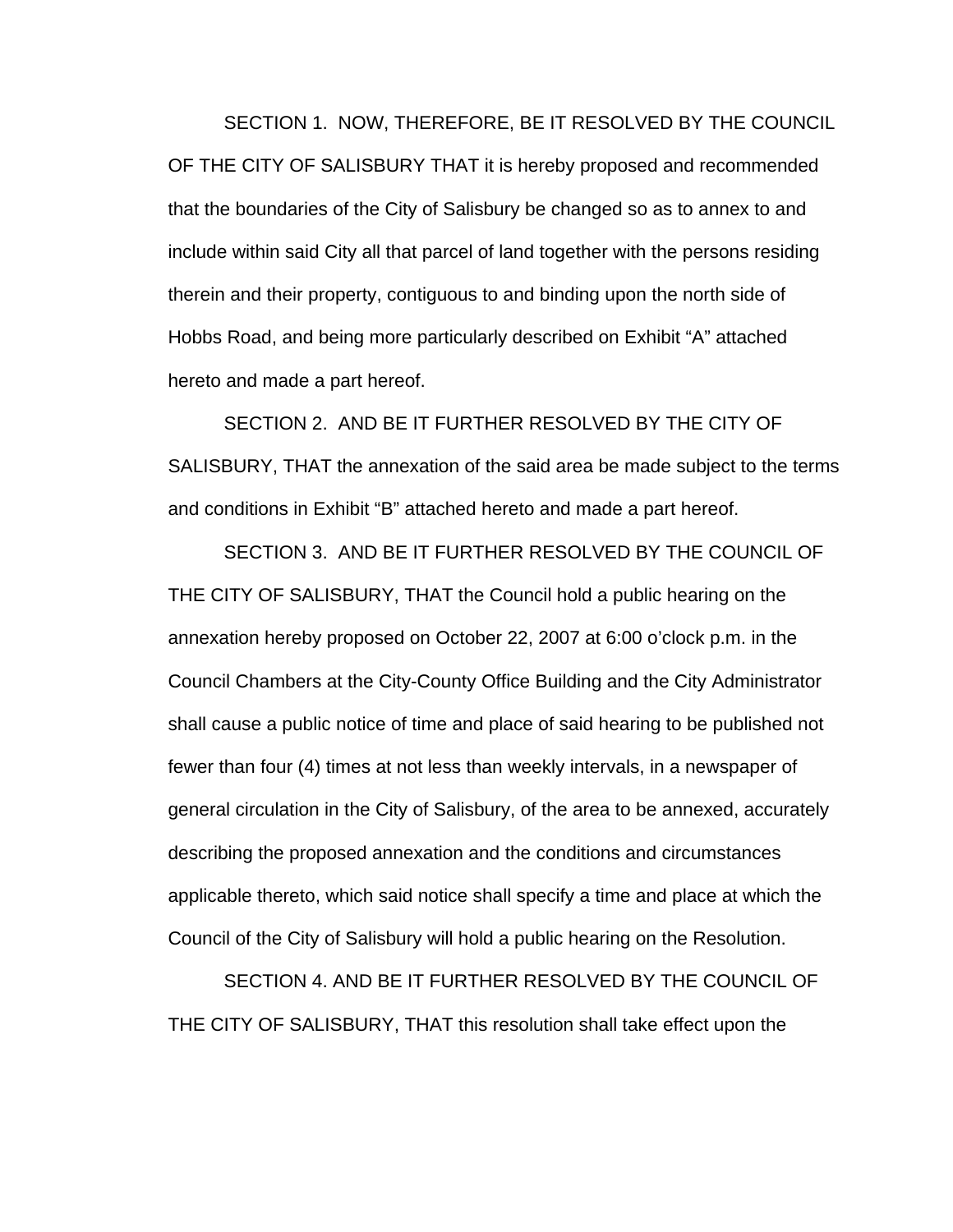SECTION 1. NOW, THEREFORE, BE IT RESOLVED BY THE COUNCIL OF THE CITY OF SALISBURY THAT it is hereby proposed and recommended that the boundaries of the City of Salisbury be changed so as to annex to and include within said City all that parcel of land together with the persons residing therein and their property, contiguous to and binding upon the north side of Hobbs Road, and being more particularly described on Exhibit "A" attached hereto and made a part hereof.

SECTION 2. AND BE IT FURTHER RESOLVED BY THE CITY OF SALISBURY, THAT the annexation of the said area be made subject to the terms and conditions in Exhibit "B" attached hereto and made a part hereof.

SECTION 3. AND BE IT FURTHER RESOLVED BY THE COUNCIL OF THE CITY OF SALISBURY, THAT the Council hold a public hearing on the annexation hereby proposed on October 22, 2007 at 6:00 o'clock p.m. in the Council Chambers at the City-County Office Building and the City Administrator shall cause a public notice of time and place of said hearing to be published not fewer than four (4) times at not less than weekly intervals, in a newspaper of general circulation in the City of Salisbury, of the area to be annexed, accurately describing the proposed annexation and the conditions and circumstances applicable thereto, which said notice shall specify a time and place at which the Council of the City of Salisbury will hold a public hearing on the Resolution.

SECTION 4. AND BE IT FURTHER RESOLVED BY THE COUNCIL OF THE CITY OF SALISBURY, THAT this resolution shall take effect upon the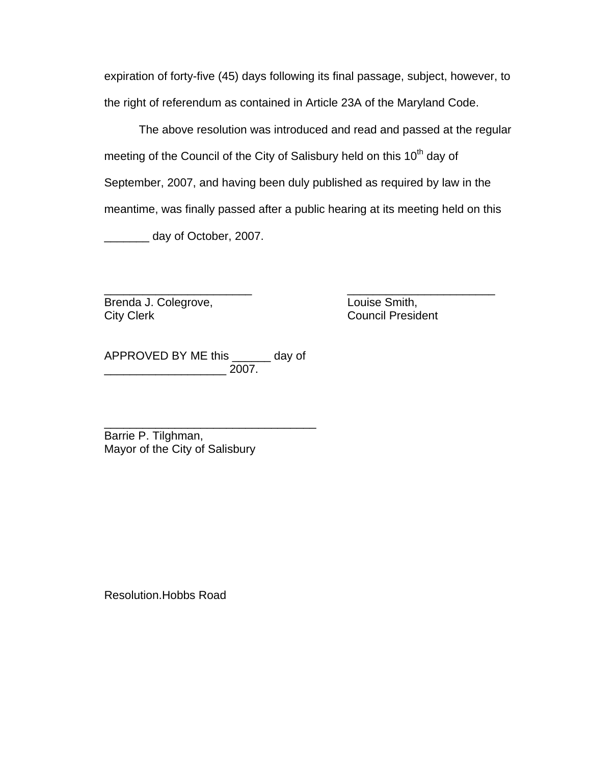expiration of forty-five (45) days following its final passage, subject, however, to the right of referendum as contained in Article 23A of the Maryland Code.

The above resolution was introduced and read and passed at the regular meeting of the Council of the City of Salisbury held on this 10th day of September, 2007, and having been duly published as required by law in the meantime, was finally passed after a public hearing at its meeting held on this _______ day of October, 2007.

_______________________  
Brenda J. Colegrove,  
City Clerk

_______________________  
Louise Smith,  
Council President

APPROVED BY ME this ______ day of ___________________ 2007.

_________________________________  
Barrie P. Tilghman,  
Mayor of the City of Salisbury

Resolution.Hobbs Road